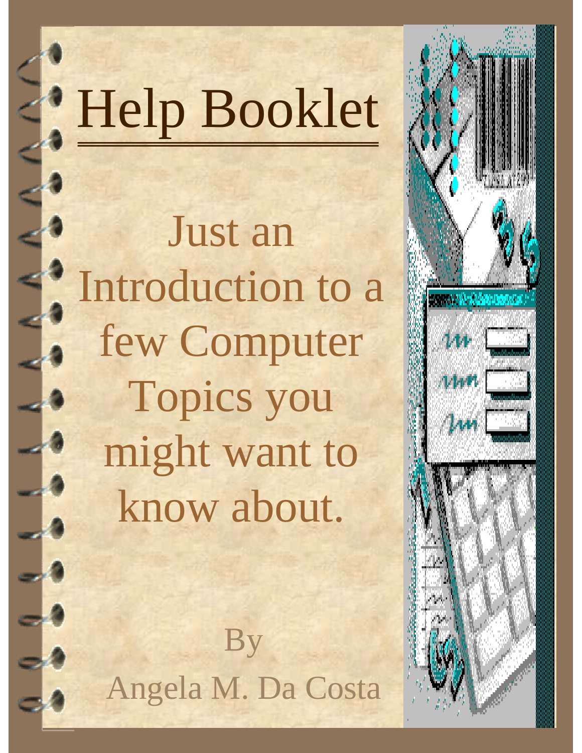# Help Booklet

Just an Introduction to a few Computer Topics you might want to know about.

By

Angela M. Da Costa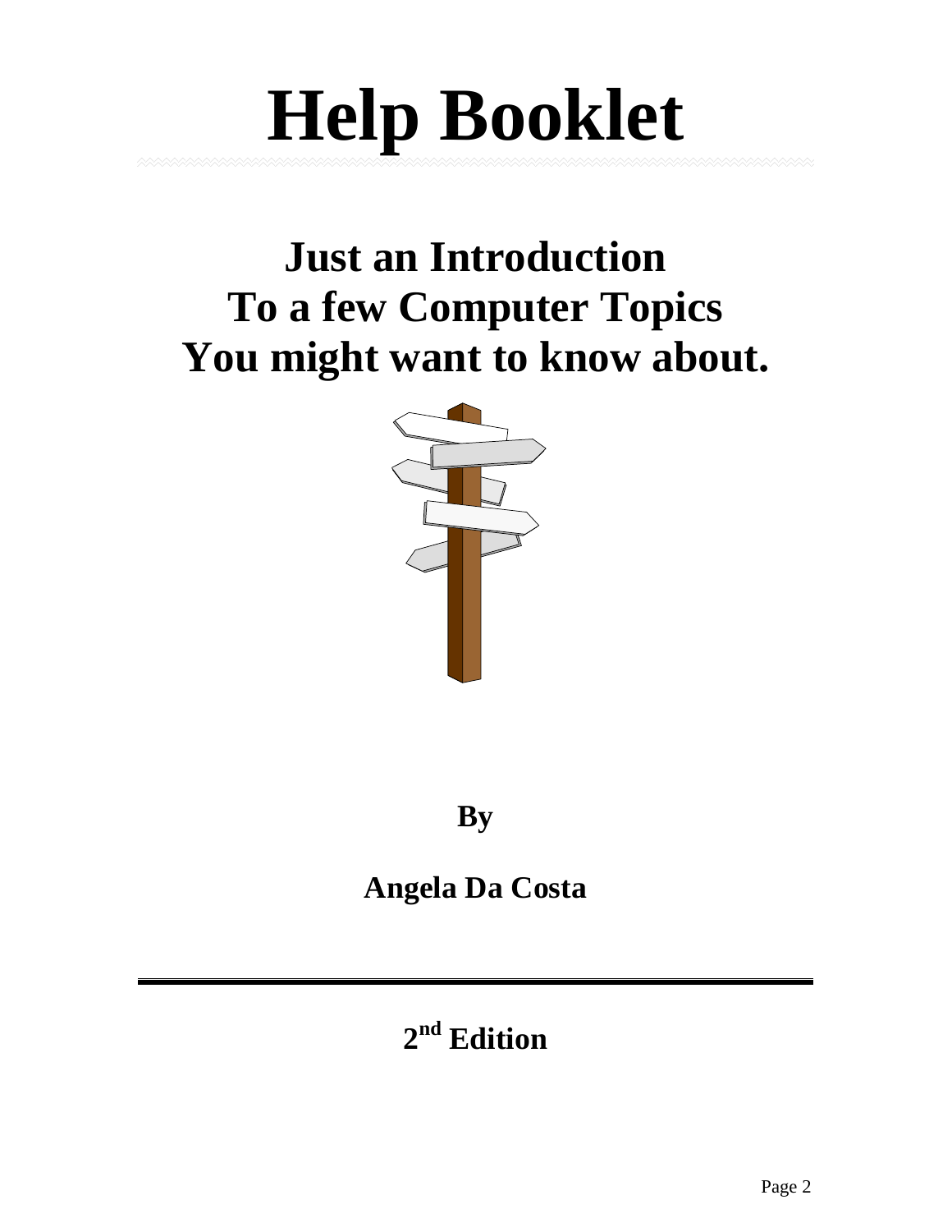# Help Booklet

## Just an Introduction To a few Computer Topics You might want to know about.

**By**

**Angela Da Costa**

---

**2nd Edition**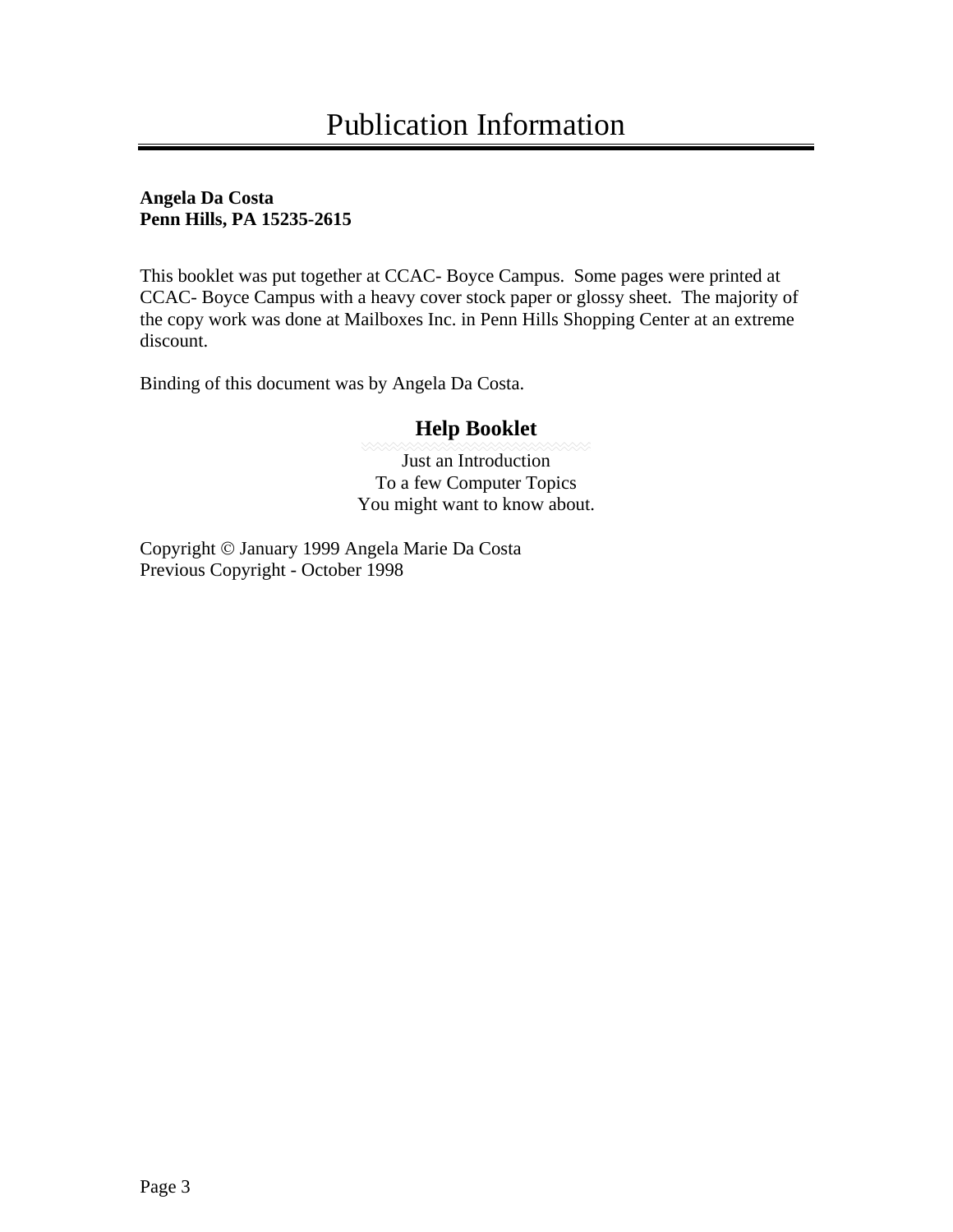# Publication Information

**Angela Da Costa**
**Penn Hills, PA 15235-2615**

This booklet was put together at CCAC- Boyce Campus. Some pages were printed at CCAC- Boyce Campus with a heavy cover stock paper or glossy sheet. The majority of the copy work was done at Mailboxes Inc. in Penn Hills Shopping Center at an extreme discount.

Binding of this document was by Angela Da Costa.

**Help Booklet**

Just an Introduction
To a few Computer Topics
You might want to know about.

Copyright © January 1999 Angela Marie Da Costa
Previous Copyright - October 1998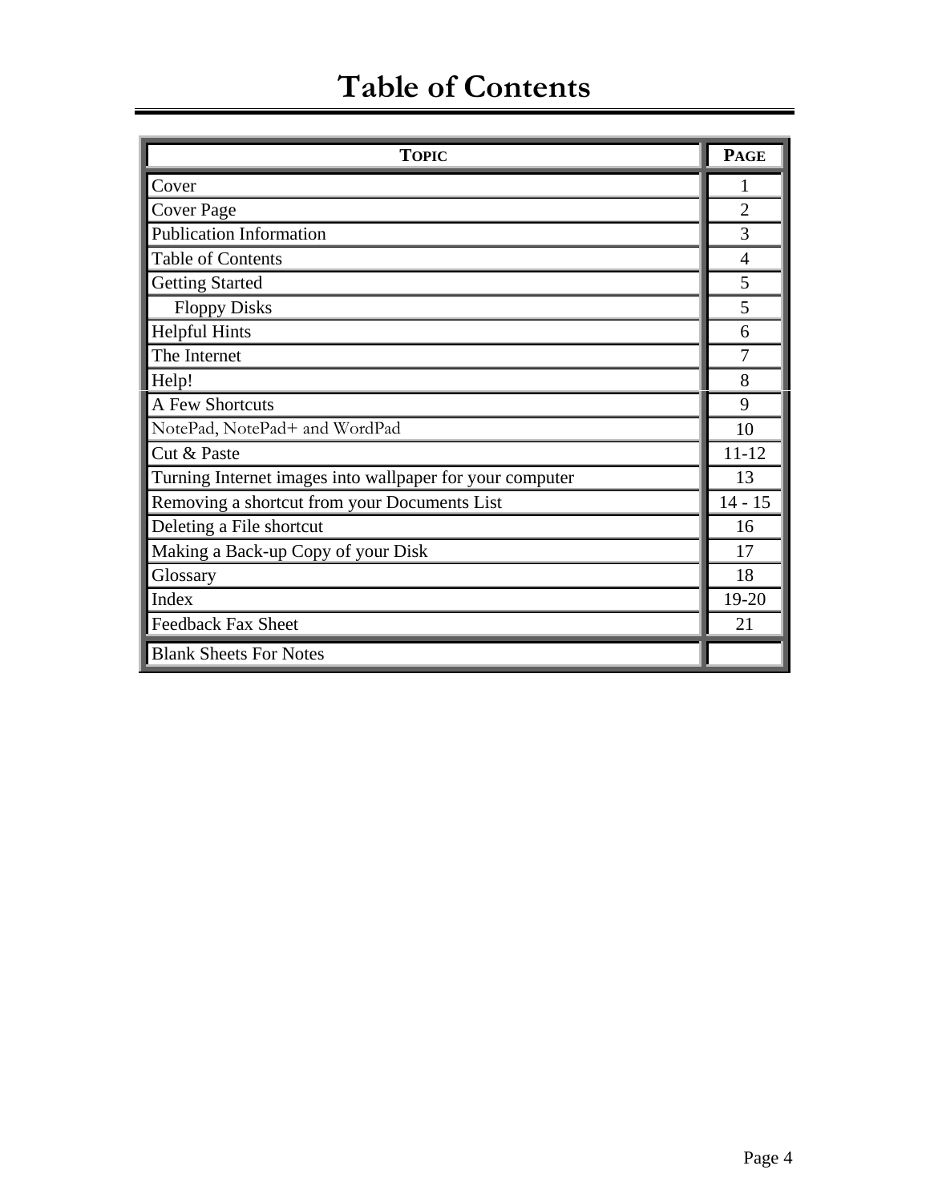# Table of Contents

| TOPIC | PAGE |
|---|---|
| Cover | 1 |
| Cover Page | 2 |
| Publication Information | 3 |
| Table of Contents | 4 |
| Getting Started | 5 |
| Floppy Disks | 5 |
| Helpful Hints | 6 |
| The Internet | 7 |
| Help! | 8 |
| A Few Shortcuts | 9 |
| NotePad, NotePad+ and WordPad | 10 |
| Cut & Paste | 11-12 |
| Turning Internet images into wallpaper for your computer | 13 |
| Removing a shortcut from your Documents List | 14 - 15 |
| Deleting a File shortcut | 16 |
| Making a Back-up Copy of your Disk | 17 |
| Glossary | 18 |
| Index | 19-20 |
| Feedback Fax Sheet | 21 |
| Blank Sheets For Notes | |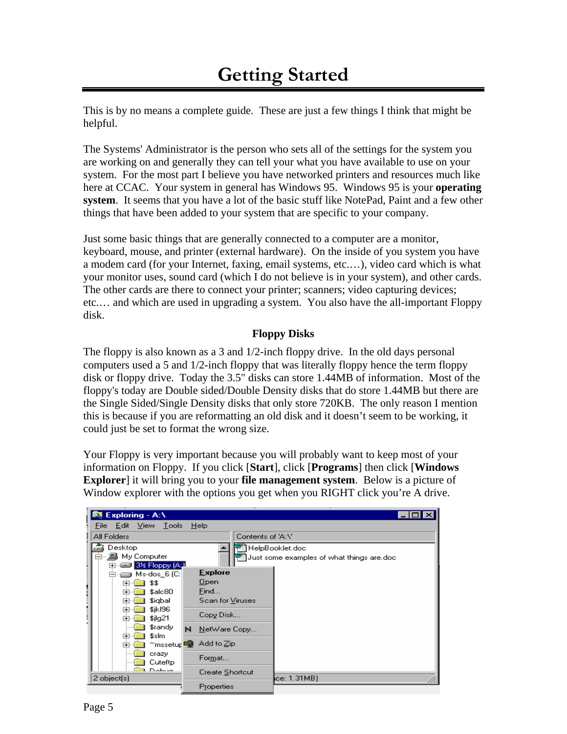# Getting Started

This is by no means a complete guide. These are just a few things I think that might be helpful.

The Systems' Administrator is the person who sets all of the settings for the system you are working on and generally they can tell your what you have available to use on your system. For the most part I believe you have networked printers and resources much like here at CCAC. Your system in general has Windows 95. Windows 95 is your **operating system**. It seems that you have a lot of the basic stuff like NotePad, Paint and a few other things that have been added to your system that are specific to your company.

Just some basic things that are generally connected to a computer are a monitor, keyboard, mouse, and printer (external hardware). On the inside of you system you have a modem card (for your Internet, faxing, email systems, etc.…), video card which is what your monitor uses, sound card (which I do not believe is in your system), and other cards. The other cards are there to connect your printer; scanners; video capturing devices; etc.… and which are used in upgrading a system. You also have the all-important Floppy disk.

**Floppy Disks**

The floppy is also known as a 3 and 1/2-inch floppy drive. In the old days personal computers used a 5 and 1/2-inch floppy that was literally floppy hence the term floppy disk or floppy drive. Today the 3.5" disks can store 1.44MB of information. Most of the floppy's today are Double sided/Double Density disks that do store 1.44MB but there are the Single Sided/Single Density disks that only store 720KB. The only reason I mention this is because if you are reformatting an old disk and it doesn't seem to be working, it could just be set to format the wrong size.

Your Floppy is very important because you will probably want to keep most of your information on Floppy. If you click [**Start**], click [**Programs**] then click [**Windows Explorer**] it will bring you to your **file management system**. Below is a picture of Window explorer with the options you get when you RIGHT click you're A drive.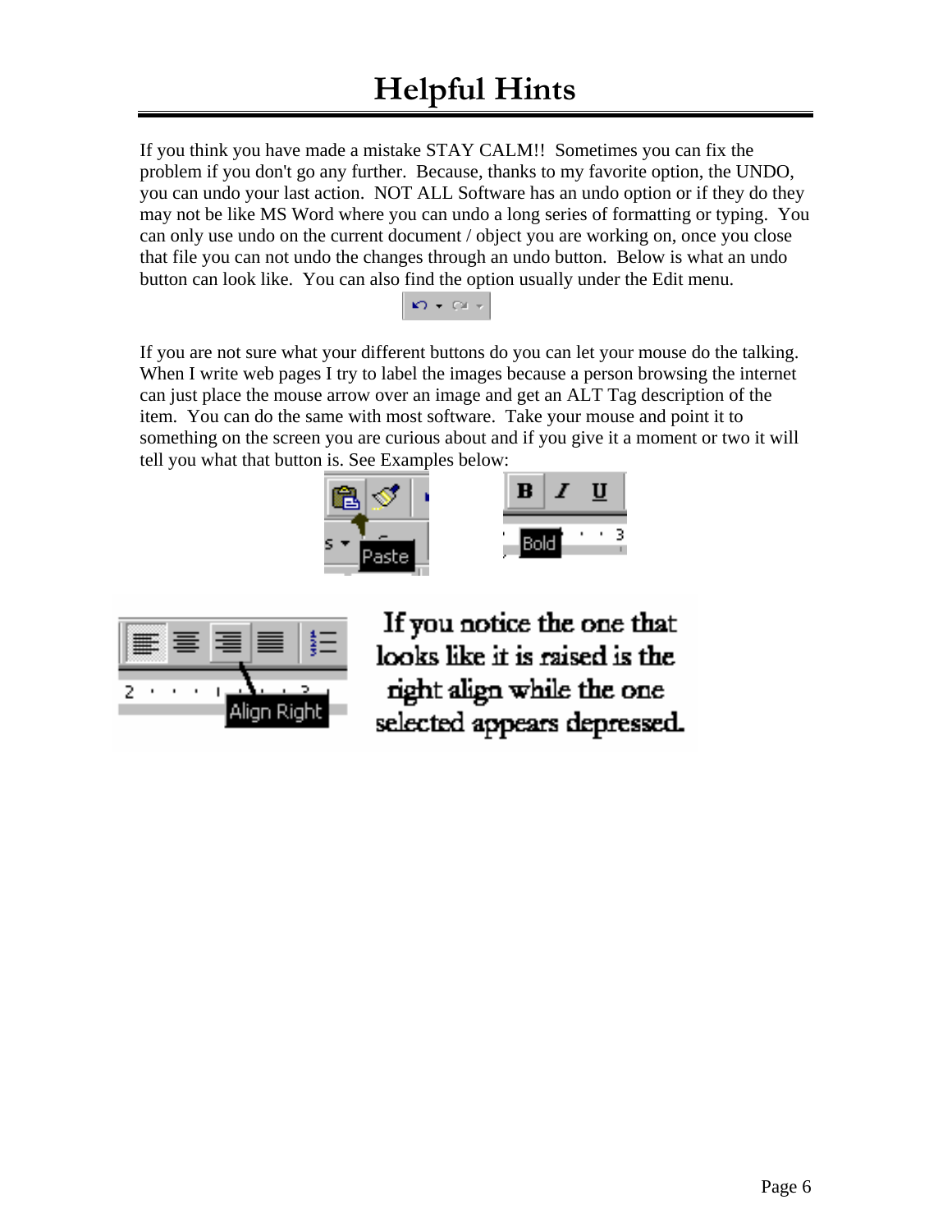# Helpful Hints

If you think you have made a mistake STAY CALM!! Sometimes you can fix the problem if you don't go any further. Because, thanks to my favorite option, the UNDO, you can undo your last action. NOT ALL Software has an undo option or if they do they may not be like MS Word where you can undo a long series of formatting or typing. You can only use undo on the current document / object you are working on, once you close that file you can not undo the changes through an undo button. Below is what an undo button can look like. You can also find the option usually under the Edit menu.

If you are not sure what your different buttons do you can let your mouse do the talking. When I write web pages I try to label the images because a person browsing the internet can just place the mouse arrow over an image and get an ALT Tag description of the item. You can do the same with most software. Take your mouse and point it to something on the screen you are curious about and if you give it a moment or two it will tell you what that button is. See Examples below:

If you notice the one that looks like it is raised is the right align while the one selected appears depressed.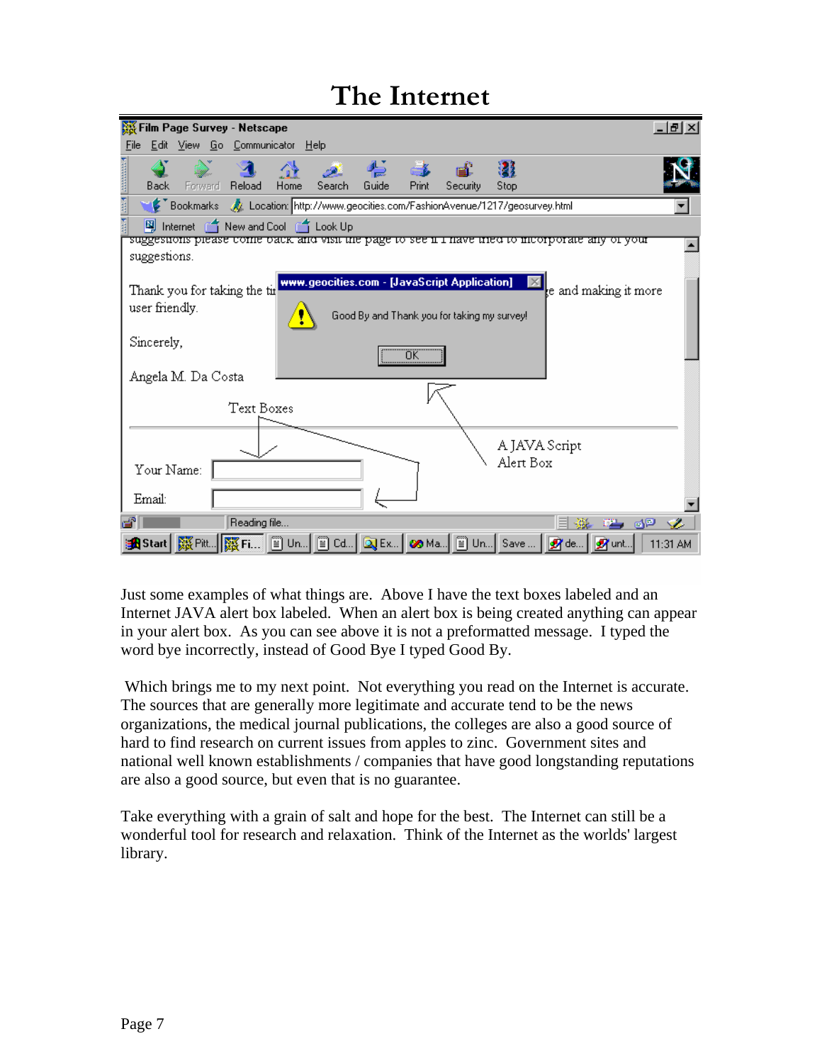# The Internet

Just some examples of what things are. Above I have the text boxes labeled and an Internet JAVA alert box labeled. When an alert box is being created anything can appear in your alert box. As you can see above it is not a preformatted message. I typed the word bye incorrectly, instead of Good Bye I typed Good By.

Which brings me to my next point. Not everything you read on the Internet is accurate. The sources that are generally more legitimate and accurate tend to be the news organizations, the medical journal publications, the colleges are also a good source of hard to find research on current issues from apples to zinc. Government sites and national well known establishments / companies that have good longstanding reputations are also a good source, but even that is no guarantee.

Take everything with a grain of salt and hope for the best. The Internet can still be a wonderful tool for research and relaxation. Think of the Internet as the worlds' largest library.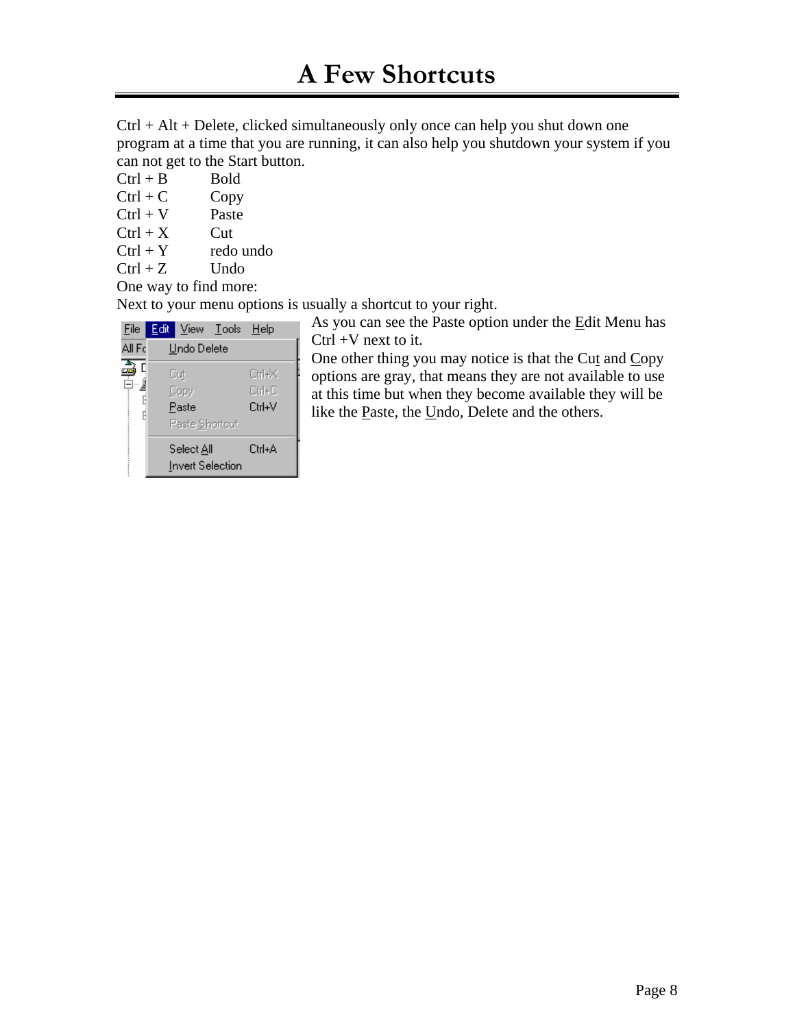# A Few Shortcuts

Ctrl + Alt + Delete, clicked simultaneously only once can help you shut down one program at a time that you are running, it can also help you shutdown your system if you can not get to the Start button.

| | |
|---|---|
| Ctrl + B | Bold |
| Ctrl + C | Copy |
| Ctrl + V | Paste |
| Ctrl + X | Cut |
| Ctrl + Y | redo undo |
| Ctrl + Z | Undo |

One way to find more:

Next to your menu options is usually a shortcut to your right.

As you can see the Paste option under the Edit Menu has Ctrl +V next to it.

One other thing you may notice is that the Cut and Copy options are gray, that means they are not available to use at this time but when they become available they will be like the Paste, the Undo, Delete and the others.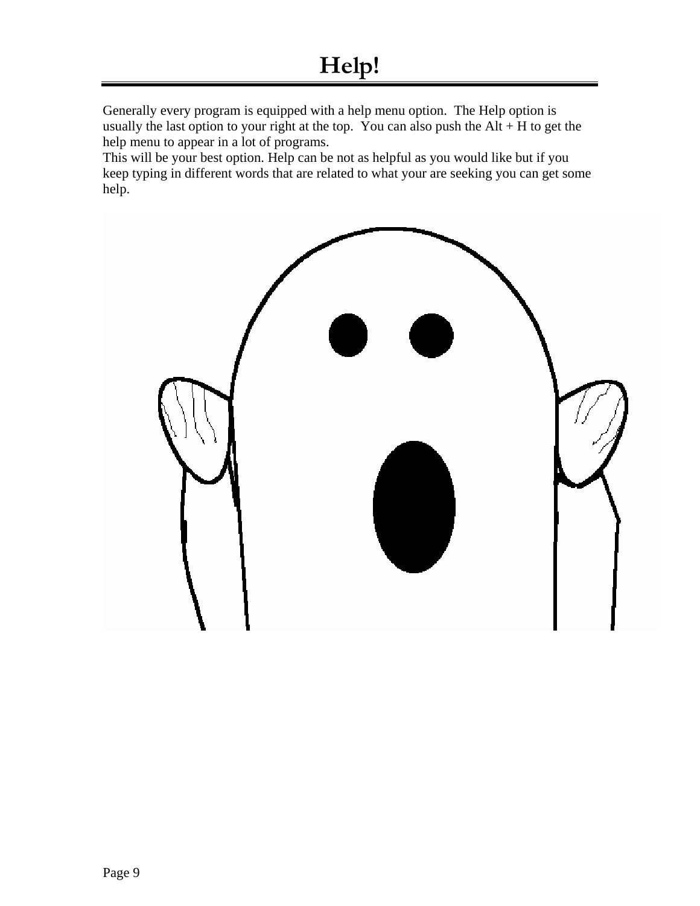# Help!

Generally every program is equipped with a help menu option. The Help option is usually the last option to your right at the top. You can also push the Alt + H to get the help menu to appear in a lot of programs.
This will be your best option. Help can be not as helpful as you would like but if you keep typing in different words that are related to what your are seeking you can get some help.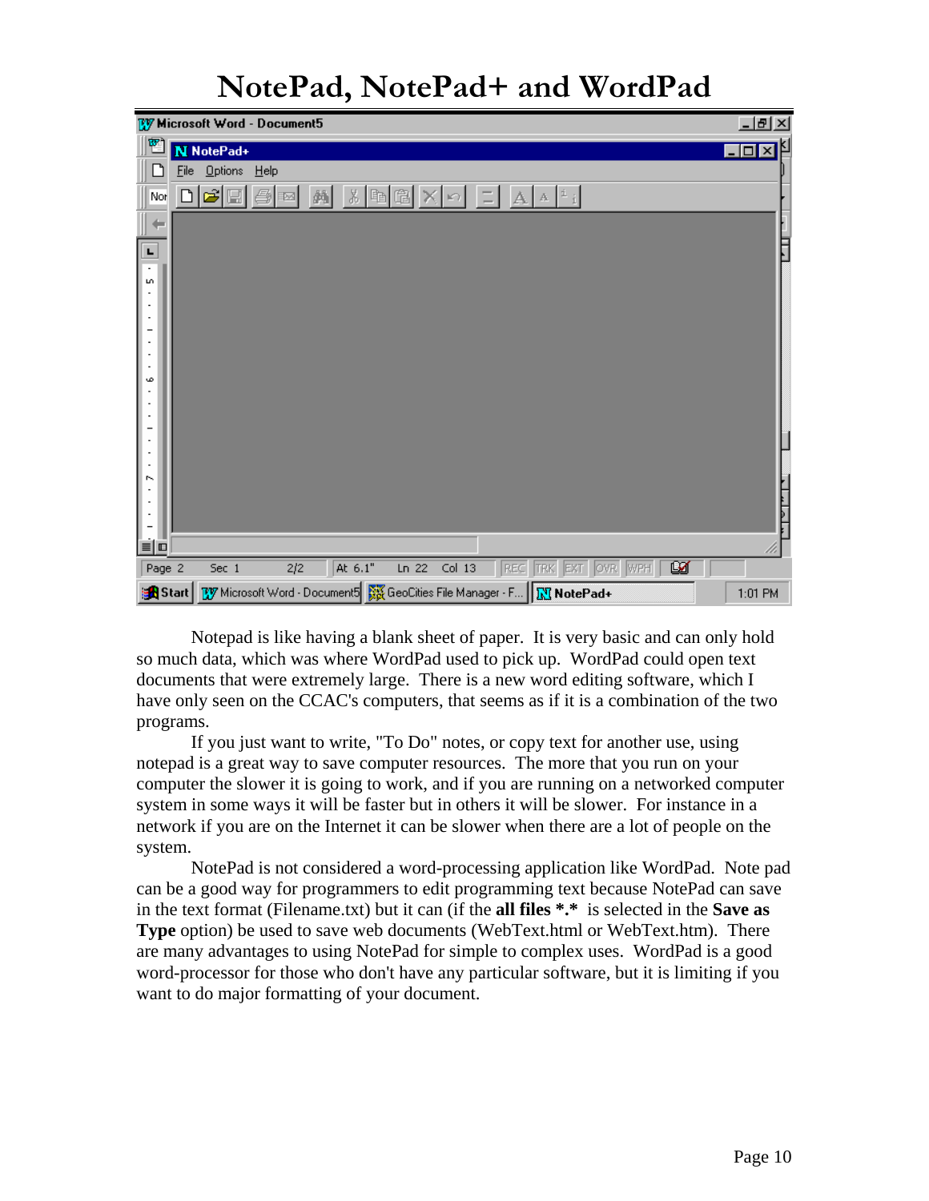# NotePad, NotePad+ and WordPad

Notepad is like having a blank sheet of paper. It is very basic and can only hold so much data, which was where WordPad used to pick up. WordPad could open text documents that were extremely large. There is a new word editing software, which I have only seen on the CCAC's computers, that seems as if it is a combination of the two programs.

If you just want to write, "To Do" notes, or copy text for another use, using notepad is a great way to save computer resources. The more that you run on your computer the slower it is going to work, and if you are running on a networked computer system in some ways it will be faster but in others it will be slower. For instance in a network if you are on the Internet it can be slower when there are a lot of people on the system.

NotePad is not considered a word-processing application like WordPad. Note pad can be a good way for programmers to edit programming text because NotePad can save in the text format (Filename.txt) but it can (if the **all files *.*** is selected in the **Save as Type** option) be used to save web documents (WebText.html or WebText.htm). There are many advantages to using NotePad for simple to complex uses. WordPad is a good word-processor for those who don't have any particular software, but it is limiting if you want to do major formatting of your document.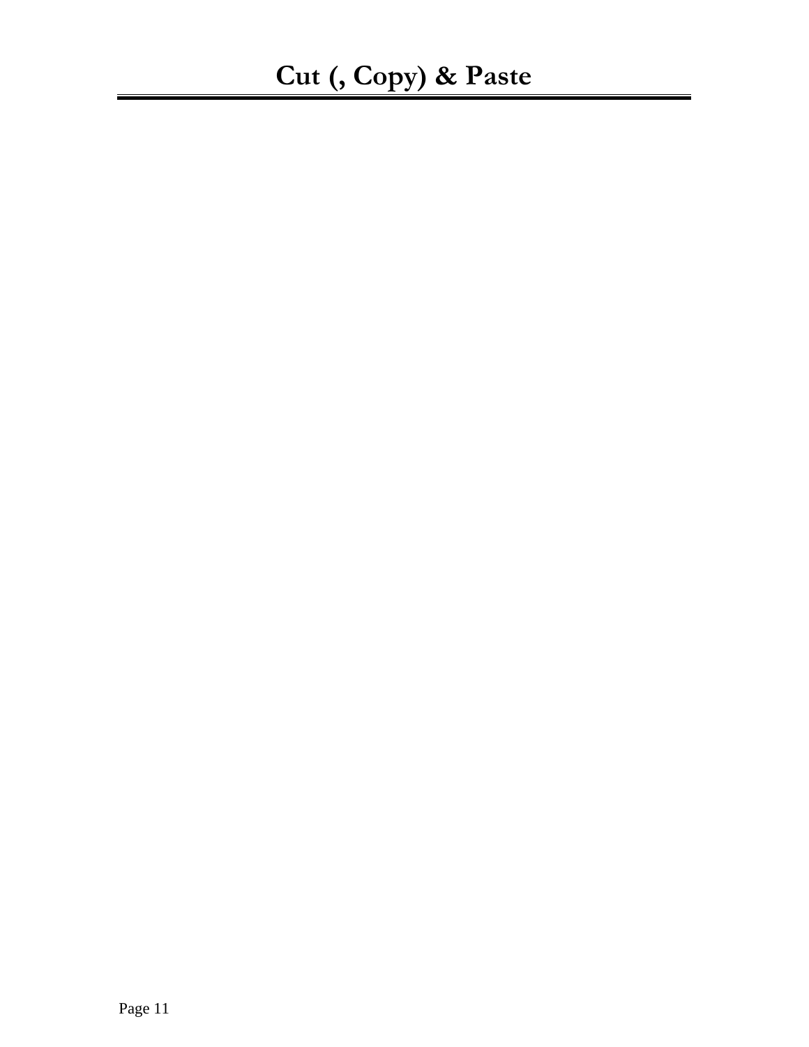# Cut (, Copy) & Paste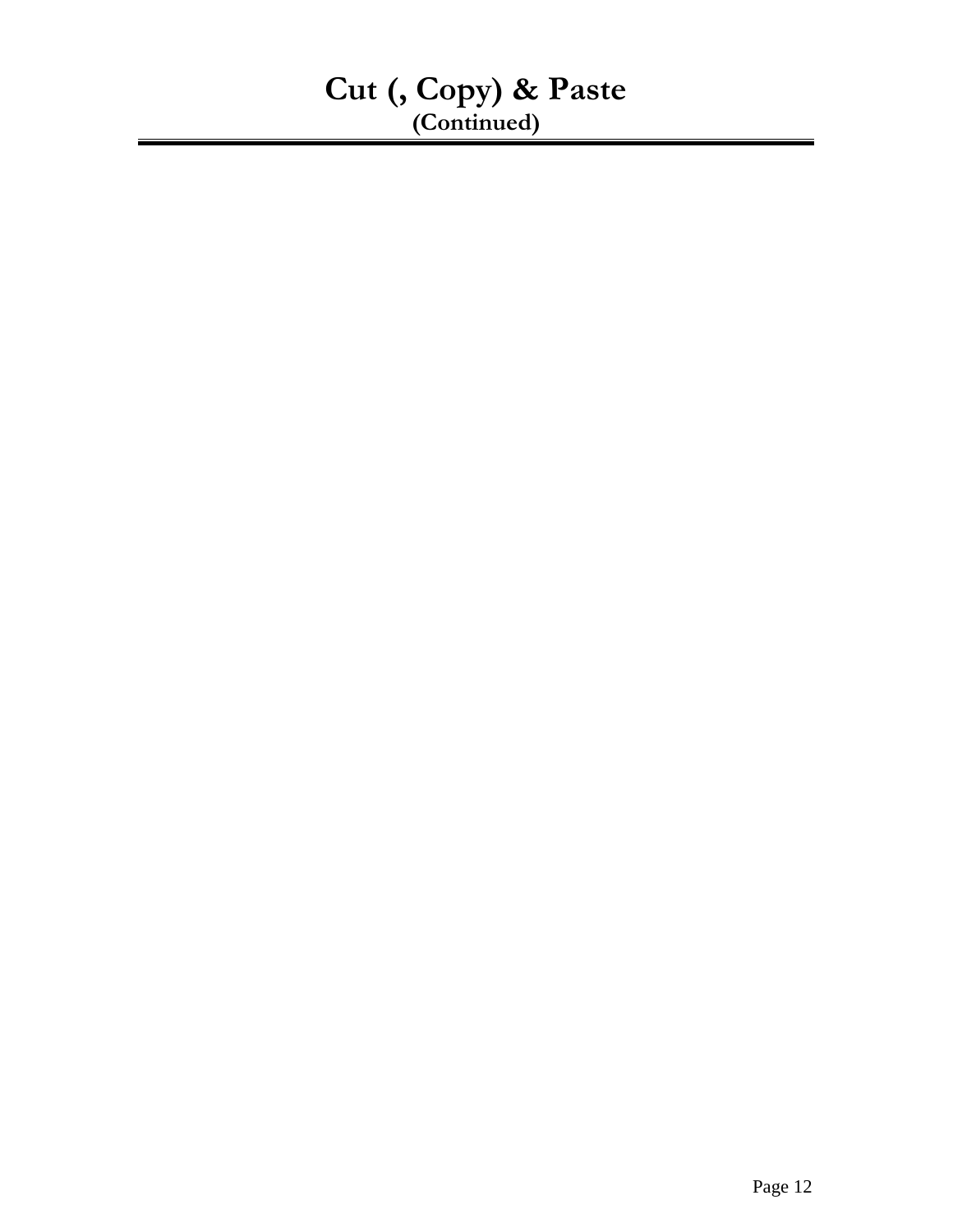# Cut (, Copy) & Paste

**(Continued)**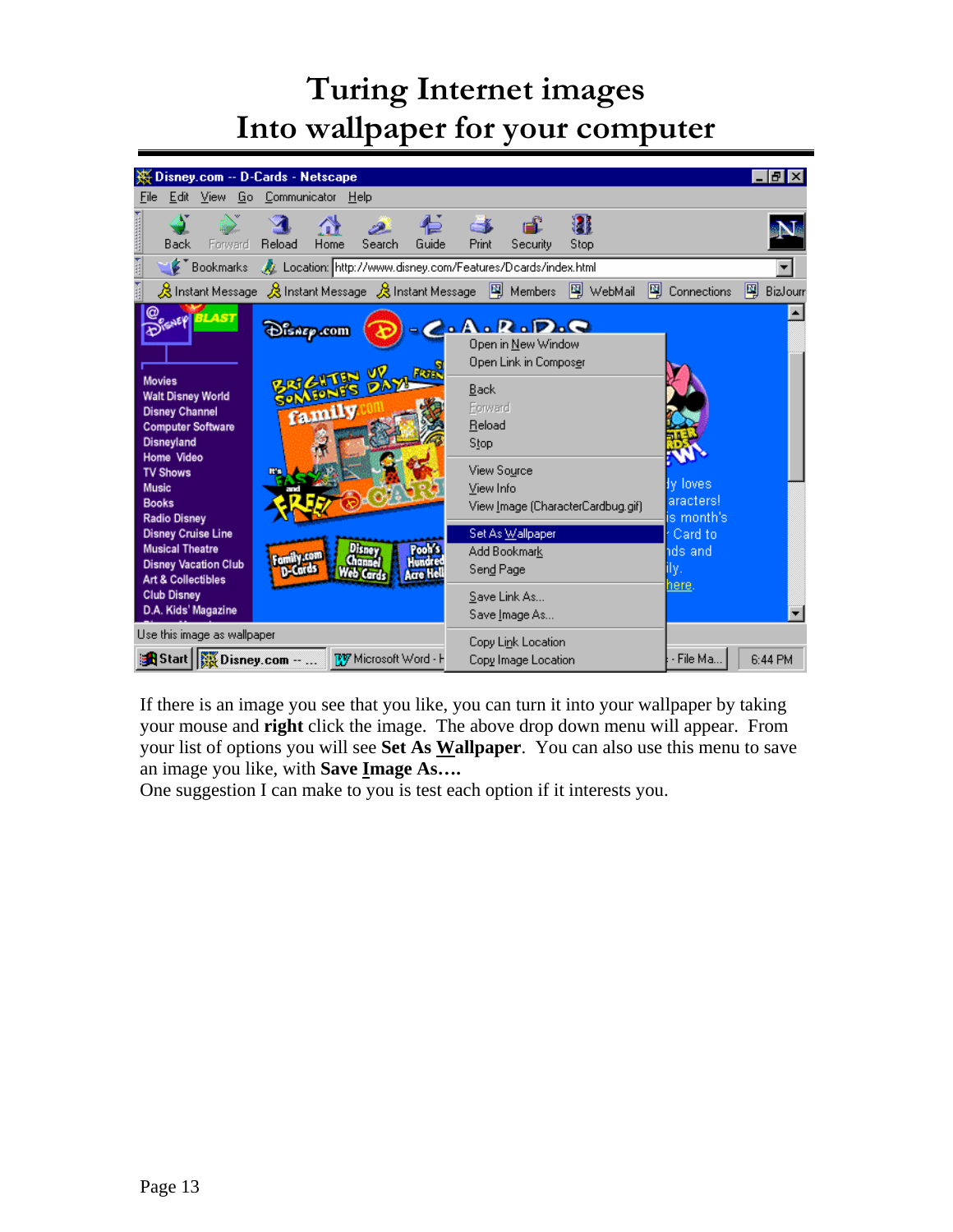# Turing Internet images
# Into wallpaper for your computer

If there is an image you see that you like, you can turn it into your wallpaper by taking your mouse and **right** click the image. The above drop down menu will appear. From your list of options you will see **Set As Wallpaper**. You can also use this menu to save an image you like, with **Save Image As….**

One suggestion I can make to you is test each option if it interests you.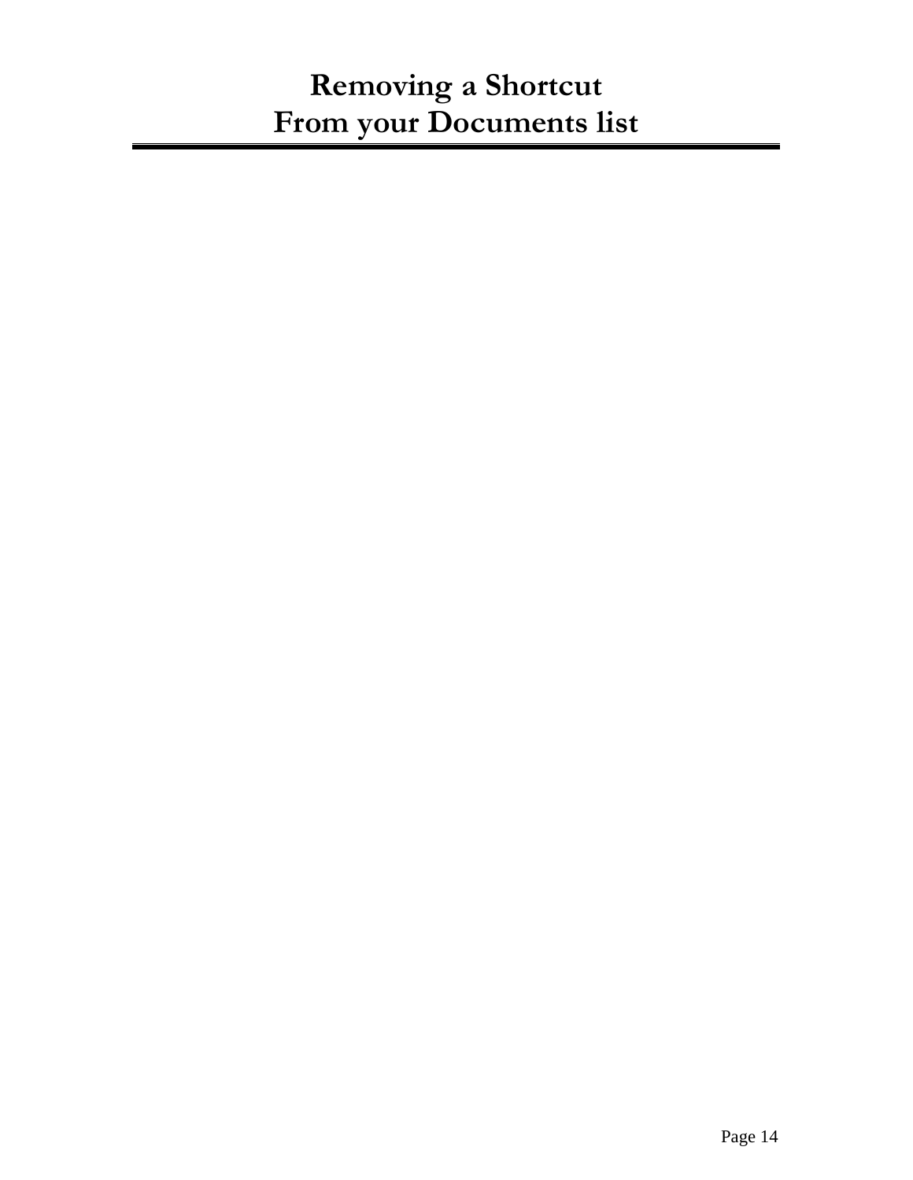# Removing a Shortcut From your Documents list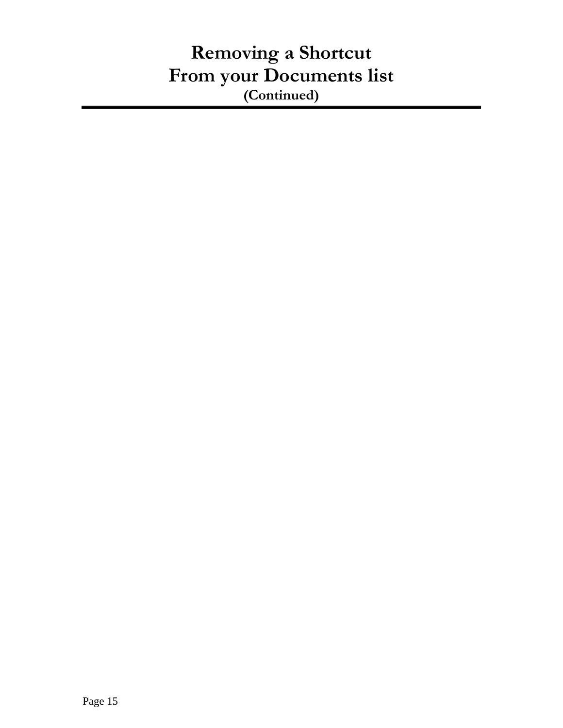# Removing a Shortcut From your Documents list

**(Continued)**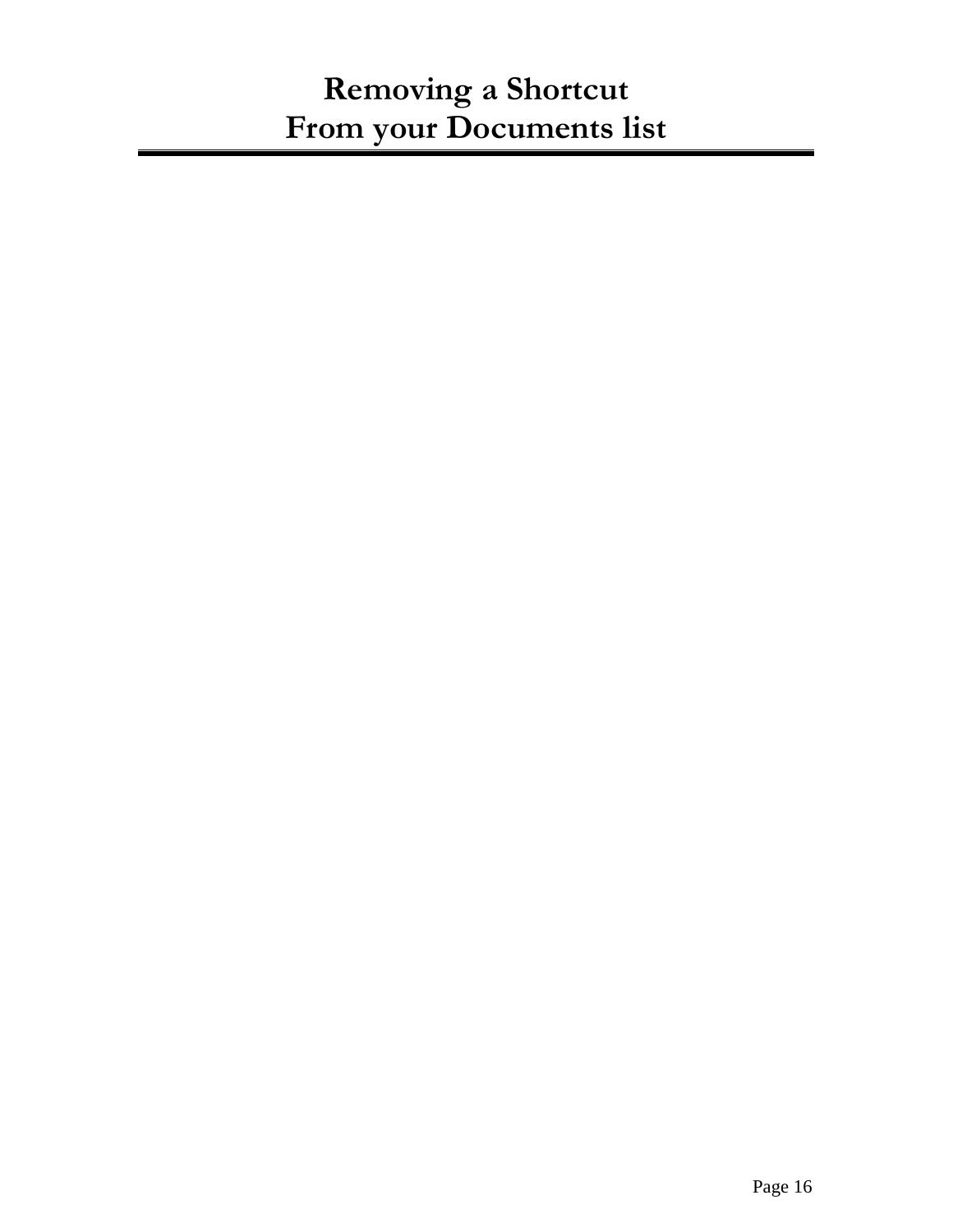# Removing a Shortcut From your Documents list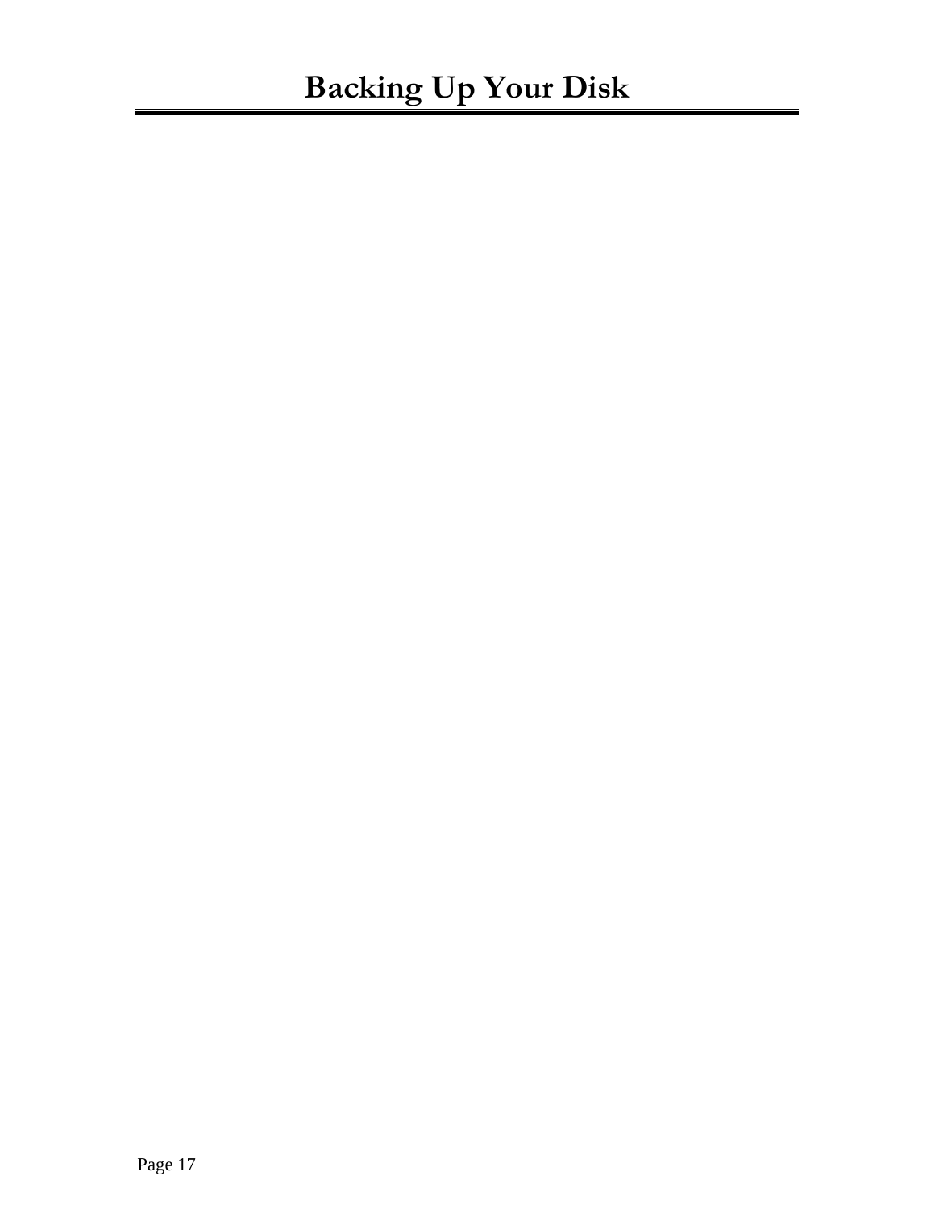# Backing Up Your Disk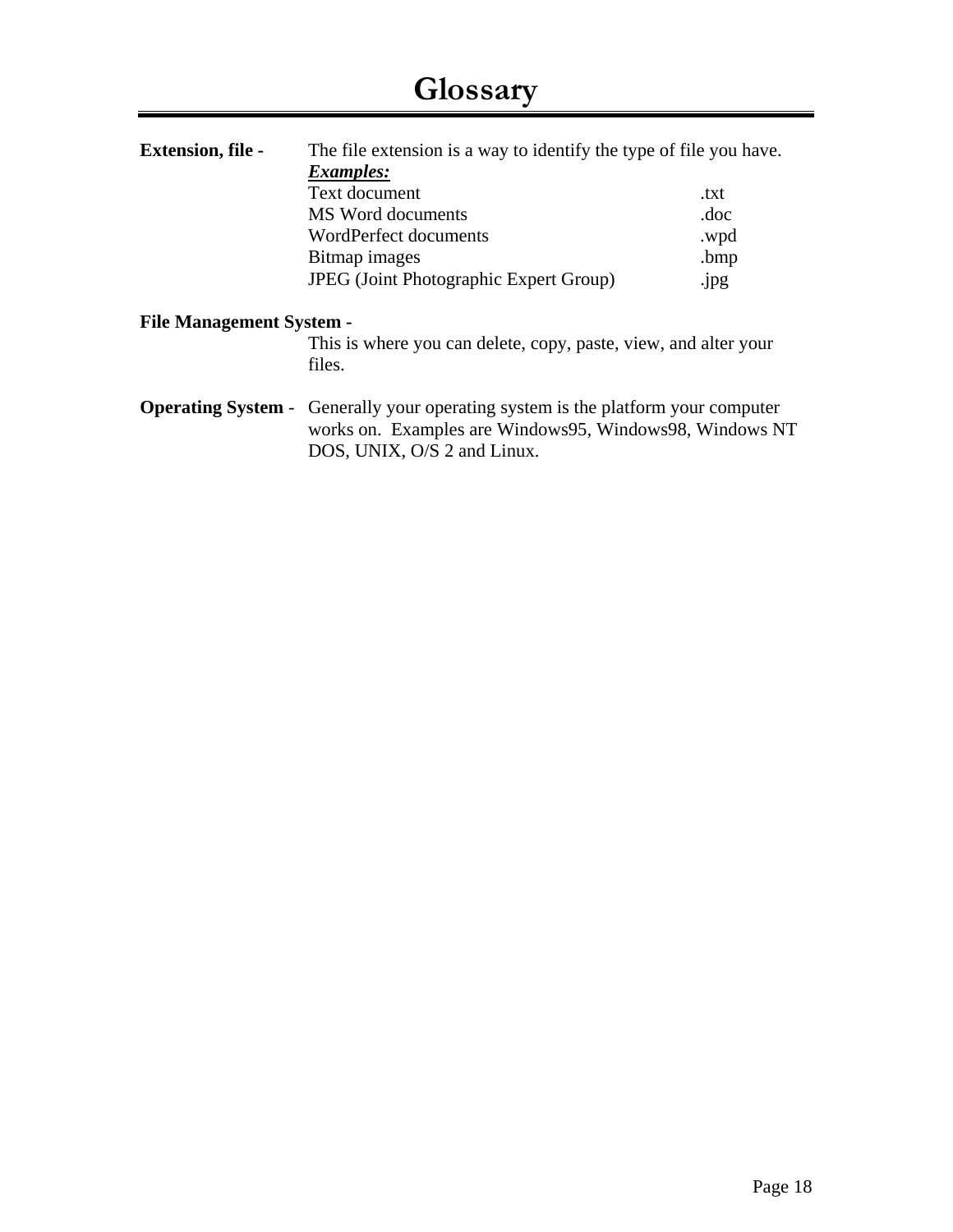# Glossary

**Extension, file -** The file extension is a way to identify the type of file you have.

***Examples:***

| | |
|---|---|
| Text document | .txt |
| MS Word documents | .doc |
| WordPerfect documents | .wpd |
| Bitmap images | .bmp |
| JPEG (Joint Photographic Expert Group) | .jpg |

**File Management System -** This is where you can delete, copy, paste, view, and alter your files.

**Operating System -** Generally your operating system is the platform your computer works on. Examples are Windows95, Windows98, Windows NT DOS, UNIX, O/S 2 and Linux.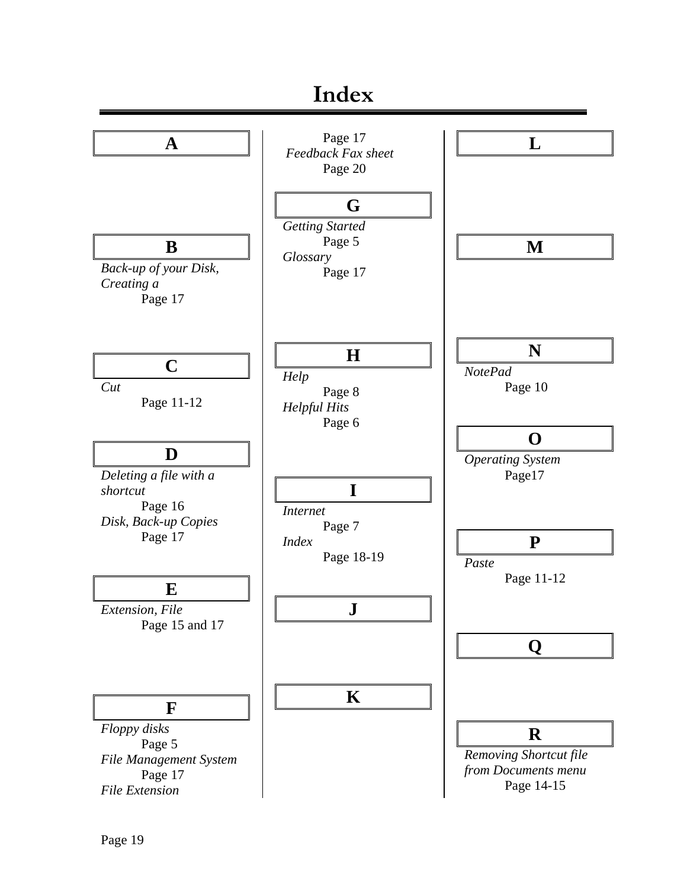# Index

**A**

**B**

*Back-up of your Disk, Creating a*
Page 17

**C**

*Cut*
Page 11-12

**D**

*Deleting a file with a shortcut*
Page 16

*Disk, Back-up Copies*
Page 17

**E**

*Extension, File*
Page 15 and 17

**F**

*Floppy disks*
Page 5

*File Management System*
Page 17

*File Extension*
Page 17

*Feedback Fax sheet*
Page 20

**G**

*Getting Started*
Page 5

*Glossary*
Page 17

**H**

*Help*
Page 8

*Helpful Hits*
Page 6

**I**

*Internet*
Page 7

*Index*
Page 18-19

**J**

**K**

**L**

**M**

**N**

*NotePad*
Page 10

**O**

*Operating System*
Page17

**P**

*Paste*
Page 11-12

**Q**

**R**

*Removing Shortcut file from Documents menu*
Page 14-15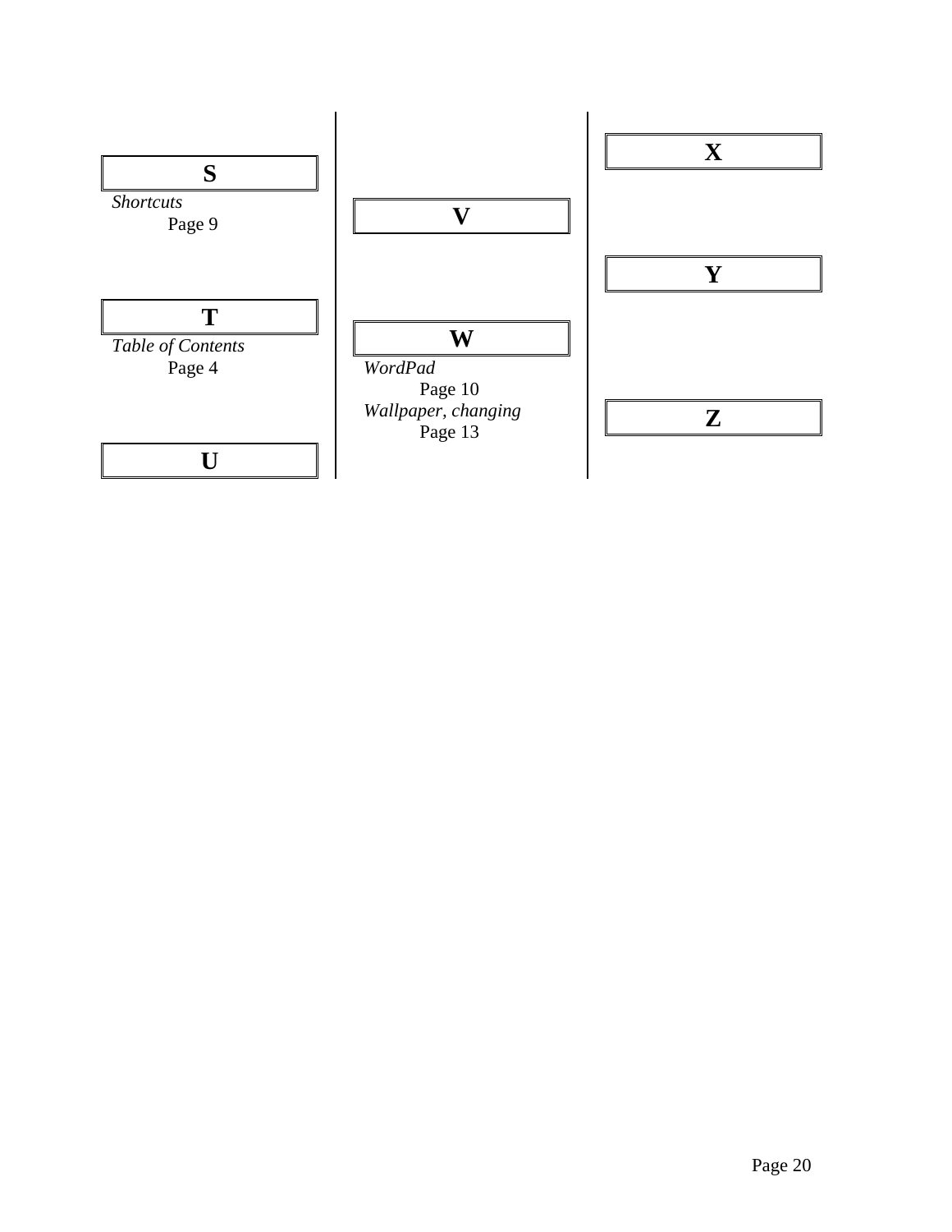## S

*Shortcuts*
Page 9

## T

*Table of Contents*
Page 4

## U

## V

## W

*WordPad*
Page 10

*Wallpaper, changing*
Page 13

## X

## Y

## Z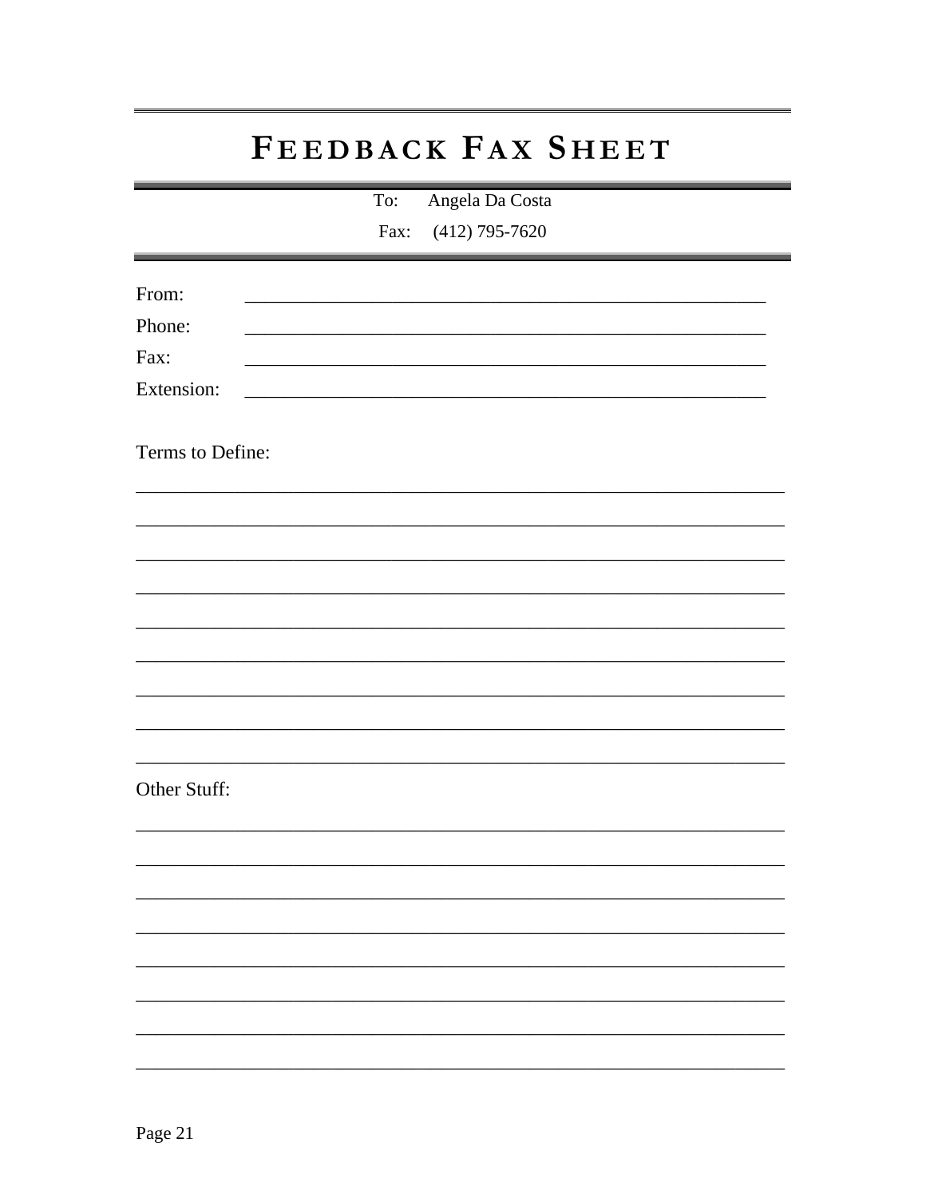# FEEDBACK FAX SHEET

To: Angela Da Costa

Fax: (412) 795-7620

From: ______________________________________________________

Phone: ______________________________________________________

Fax: ______________________________________________________

Extension: ______________________________________________________

Terms to Define:

_________________________________________________________________

_________________________________________________________________

_________________________________________________________________

_________________________________________________________________

_________________________________________________________________

_________________________________________________________________

_________________________________________________________________

_________________________________________________________________

_________________________________________________________________

Other Stuff:

_________________________________________________________________

_________________________________________________________________

_________________________________________________________________

_________________________________________________________________

_________________________________________________________________

_________________________________________________________________

_________________________________________________________________

_________________________________________________________________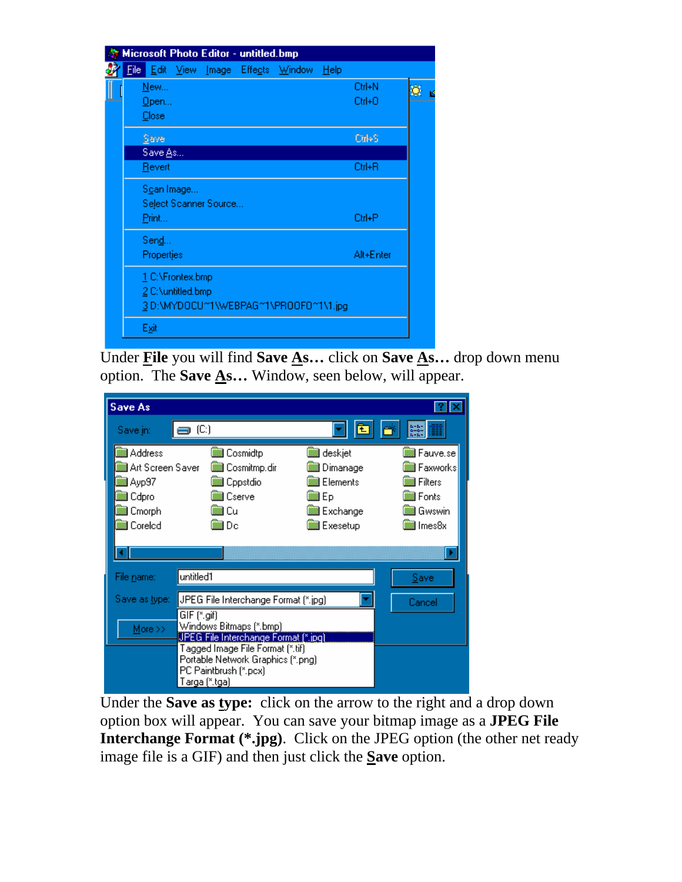Under **File** you will find **Save As…** click on **Save As…** drop down menu option. The **Save As…** Window, seen below, will appear.

Under the **Save as type:** click on the arrow to the right and a drop down option box will appear. You can save your bitmap image as a **JPEG File Interchange Format (*.jpg)**. Click on the JPEG option (the other net ready image file is a GIF) and then just click the **Save** option.